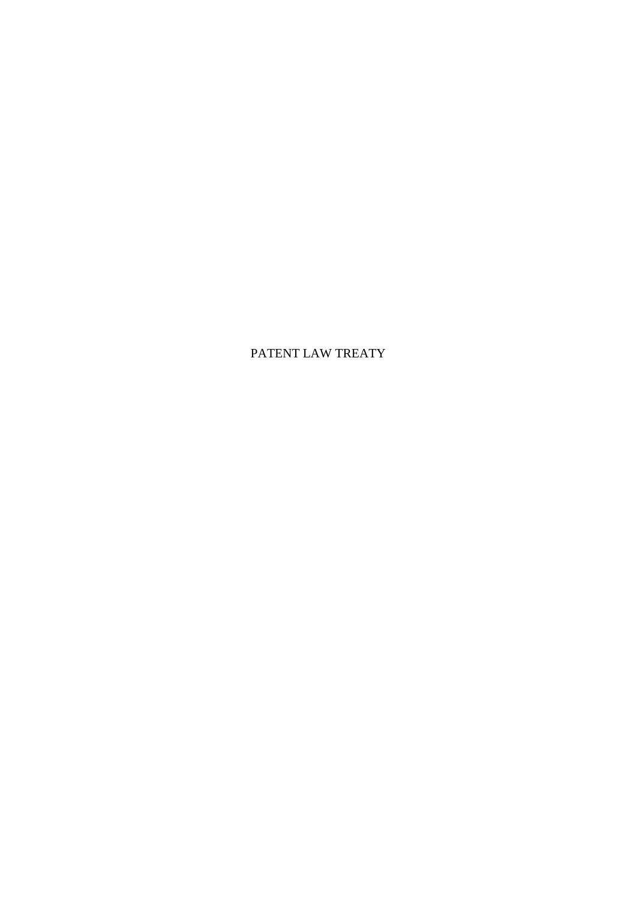# PATENT LAW TREATY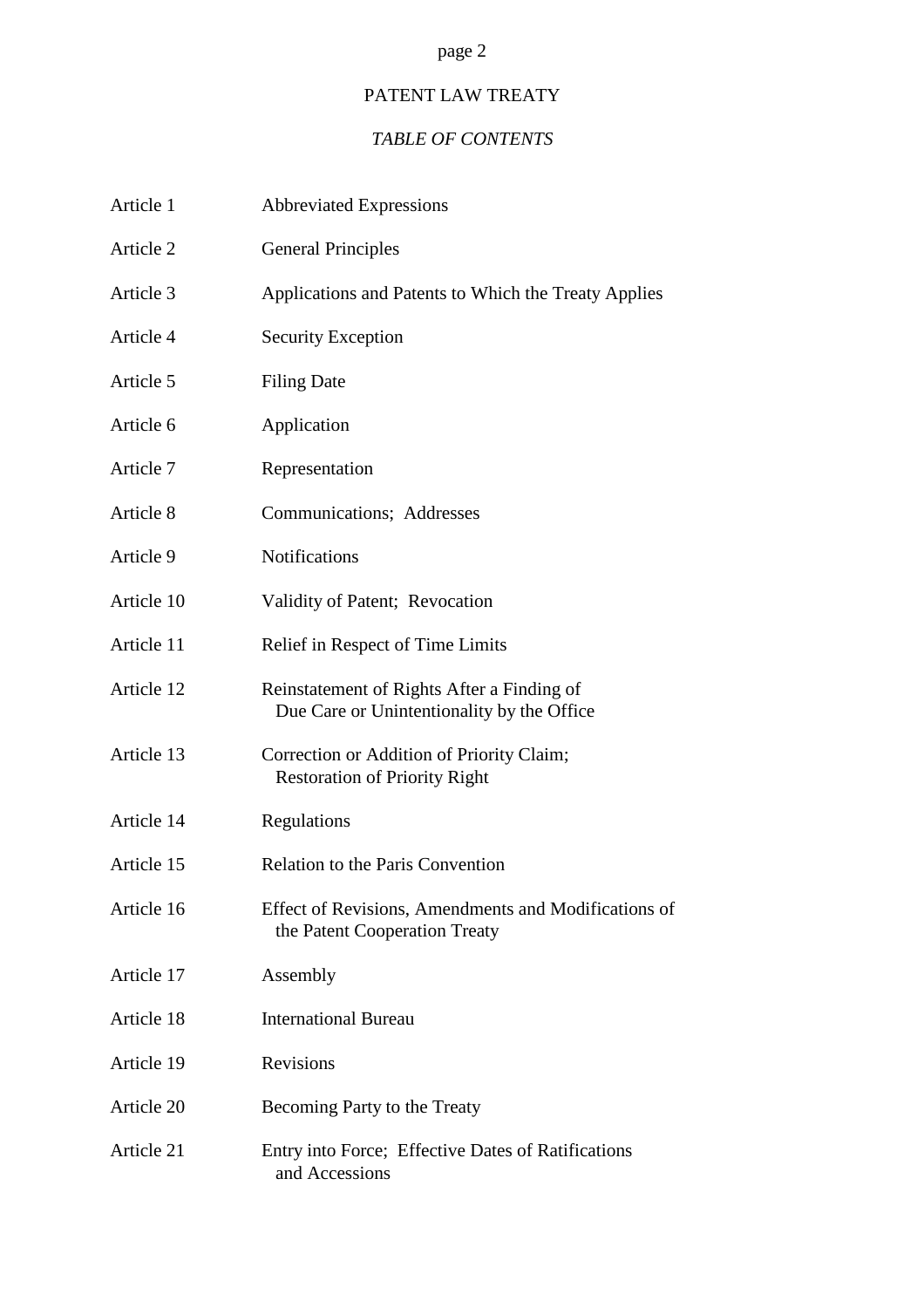# PATENT LAW TREATY

*TABLE OF CONTENTS*

| | |
|---|---|
| Article 1 | Abbreviated Expressions |
| Article 2 | General Principles |
| Article 3 | Applications and Patents to Which the Treaty Applies |
| Article 4 | Security Exception |
| Article 5 | Filing Date |
| Article 6 | Application |
| Article 7 | Representation |
| Article 8 | Communications;  Addresses |
| Article 9 | Notifications |
| Article 10 | Validity of Patent;  Revocation |
| Article 11 | Relief in Respect of Time Limits |
| Article 12 | Reinstatement of Rights After a Finding of Due Care or Unintentionality by the Office |
| Article 13 | Correction or Addition of Priority Claim; Restoration of Priority Right |
| Article 14 | Regulations |
| Article 15 | Relation to the Paris Convention |
| Article 16 | Effect of Revisions, Amendments and Modifications of the Patent Cooperation Treaty |
| Article 17 | Assembly |
| Article 18 | International Bureau |
| Article 19 | Revisions |
| Article 20 | Becoming Party to the Treaty |
| Article 21 | Entry into Force;  Effective Dates of Ratifications and Accessions |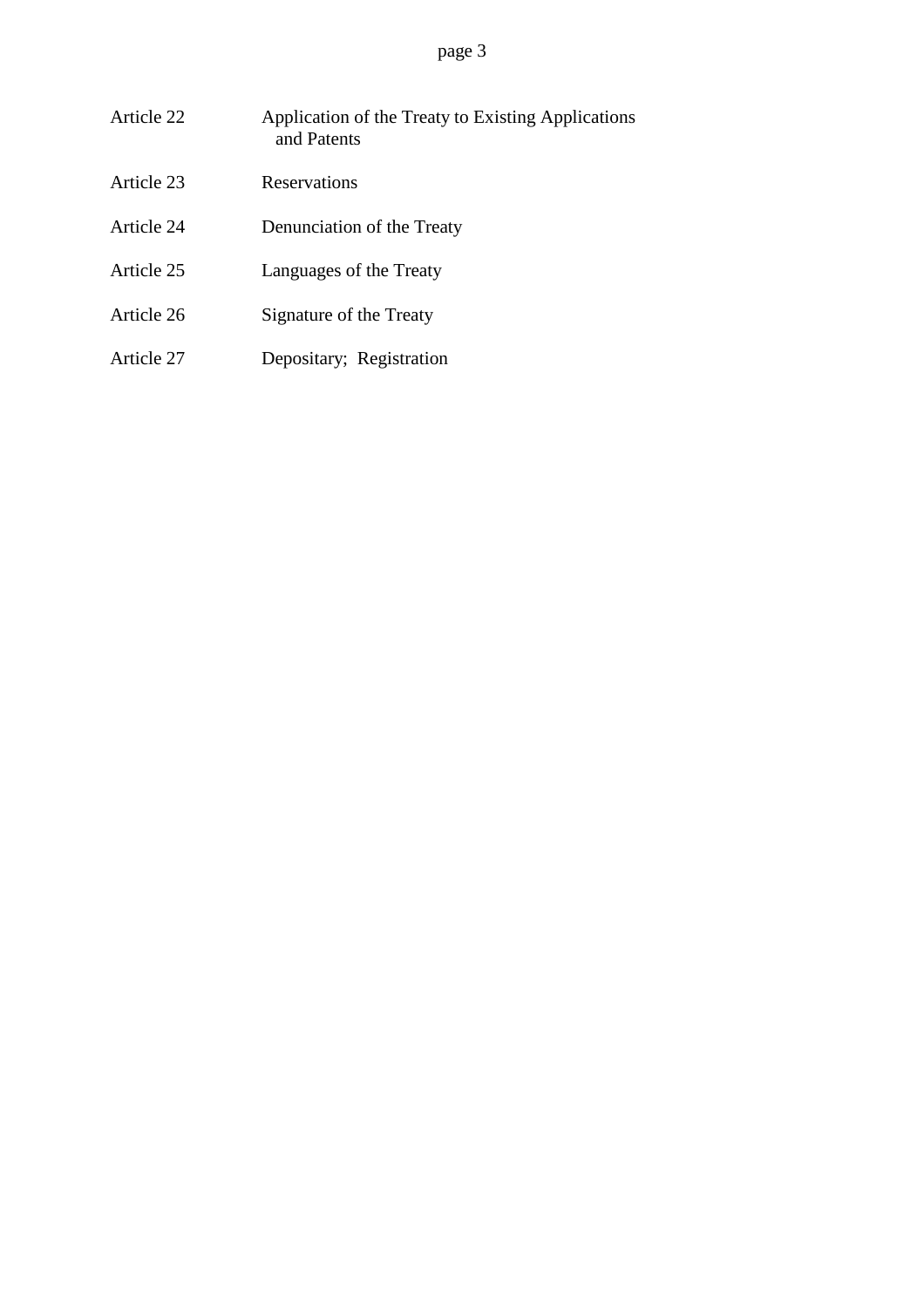| | |
|---|---|
| Article 22 | Application of the Treaty to Existing Applications and Patents |
| Article 23 | Reservations |
| Article 24 | Denunciation of the Treaty |
| Article 25 | Languages of the Treaty |
| Article 26 | Signature of the Treaty |
| Article 27 | Depositary; Registration |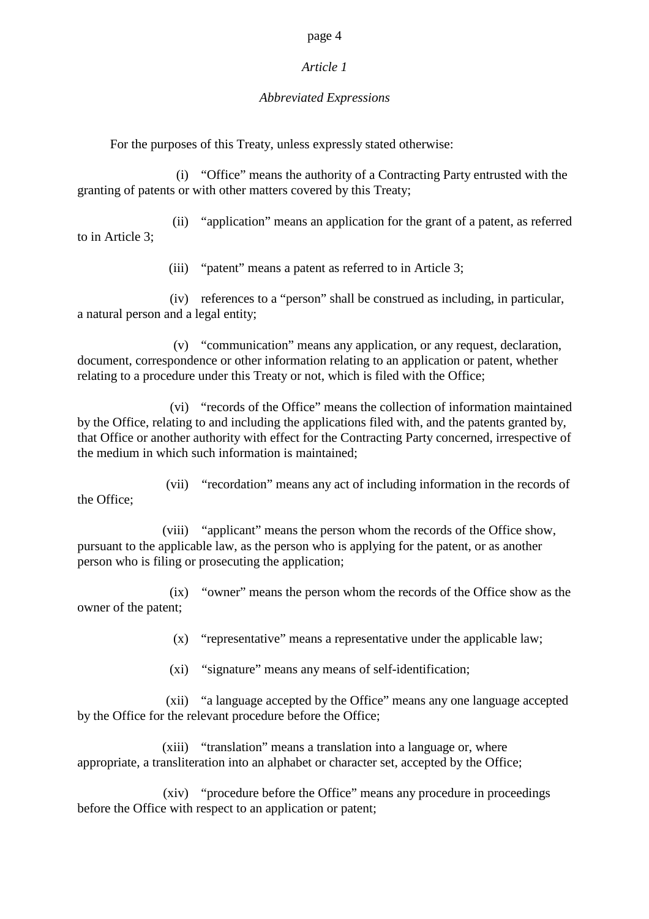*Article 1*

*Abbreviated Expressions*

For the purposes of this Treaty, unless expressly stated otherwise:

(i) "Office" means the authority of a Contracting Party entrusted with the granting of patents or with other matters covered by this Treaty;

(ii) "application" means an application for the grant of a patent, as referred to in Article 3;

(iii) "patent" means a patent as referred to in Article 3;

(iv) references to a "person" shall be construed as including, in particular, a natural person and a legal entity;

(v) "communication" means any application, or any request, declaration, document, correspondence or other information relating to an application or patent, whether relating to a procedure under this Treaty or not, which is filed with the Office;

(vi) "records of the Office" means the collection of information maintained by the Office, relating to and including the applications filed with, and the patents granted by, that Office or another authority with effect for the Contracting Party concerned, irrespective of the medium in which such information is maintained;

(vii) "recordation" means any act of including information in the records of the Office;

(viii) "applicant" means the person whom the records of the Office show, pursuant to the applicable law, as the person who is applying for the patent, or as another person who is filing or prosecuting the application;

(ix) "owner" means the person whom the records of the Office show as the owner of the patent;

(x) "representative" means a representative under the applicable law;

(xi) "signature" means any means of self-identification;

(xii) "a language accepted by the Office" means any one language accepted by the Office for the relevant procedure before the Office;

(xiii) "translation" means a translation into a language or, where appropriate, a transliteration into an alphabet or character set, accepted by the Office;

(xiv) "procedure before the Office" means any procedure in proceedings before the Office with respect to an application or patent;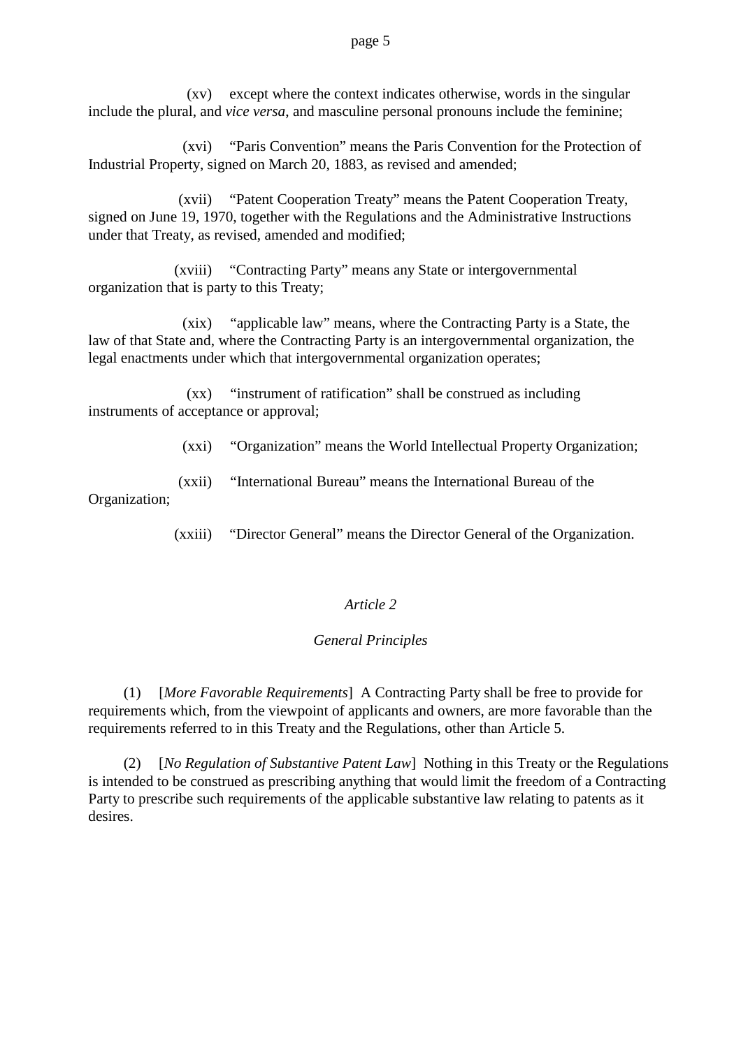(xv) except where the context indicates otherwise, words in the singular include the plural, and *vice versa*, and masculine personal pronouns include the feminine;

(xvi) "Paris Convention" means the Paris Convention for the Protection of Industrial Property, signed on March 20, 1883, as revised and amended;

(xvii) "Patent Cooperation Treaty" means the Patent Cooperation Treaty, signed on June 19, 1970, together with the Regulations and the Administrative Instructions under that Treaty, as revised, amended and modified;

(xviii) "Contracting Party" means any State or intergovernmental organization that is party to this Treaty;

(xix) "applicable law" means, where the Contracting Party is a State, the law of that State and, where the Contracting Party is an intergovernmental organization, the legal enactments under which that intergovernmental organization operates;

(xx) "instrument of ratification" shall be construed as including instruments of acceptance or approval;

(xxi) "Organization" means the World Intellectual Property Organization;

(xxii) "International Bureau" means the International Bureau of the Organization;

(xxiii) "Director General" means the Director General of the Organization.

## *Article 2*

## *General Principles*

(1) [*More Favorable Requirements*] A Contracting Party shall be free to provide for requirements which, from the viewpoint of applicants and owners, are more favorable than the requirements referred to in this Treaty and the Regulations, other than Article 5.

(2) [*No Regulation of Substantive Patent Law*] Nothing in this Treaty or the Regulations is intended to be construed as prescribing anything that would limit the freedom of a Contracting Party to prescribe such requirements of the applicable substantive law relating to patents as it desires.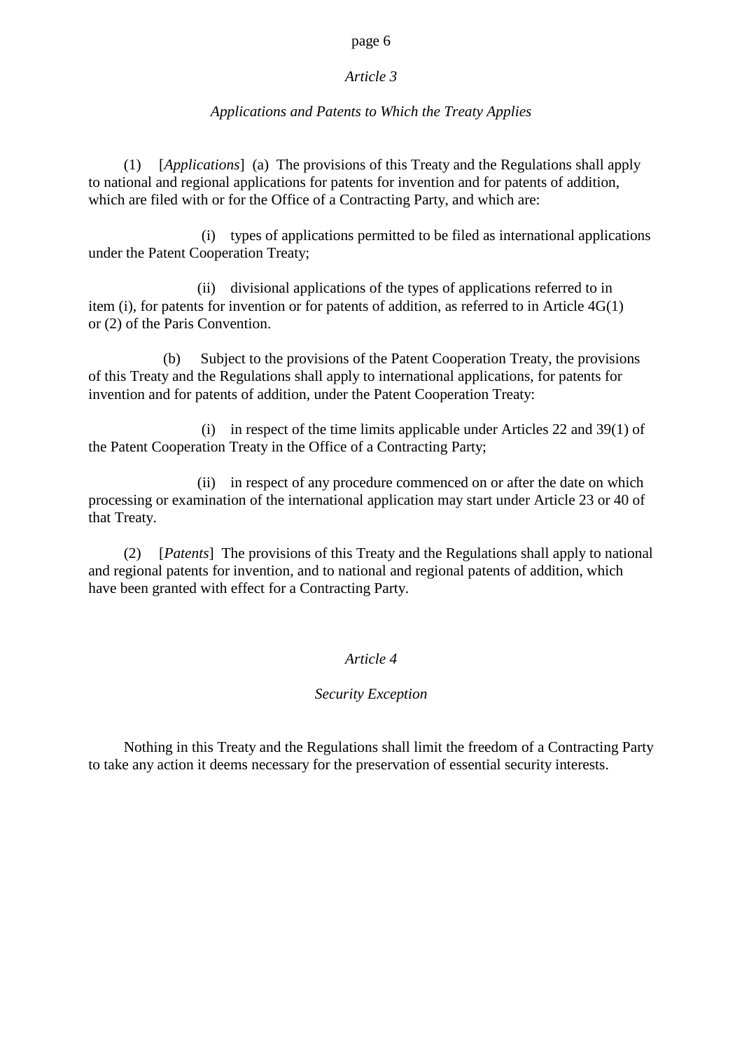*Article 3*

*Applications and Patents to Which the Treaty Applies*

(1) [*Applications*] (a) The provisions of this Treaty and the Regulations shall apply to national and regional applications for patents for invention and for patents of addition, which are filed with or for the Office of a Contracting Party, and which are:

(i) types of applications permitted to be filed as international applications under the Patent Cooperation Treaty;

(ii) divisional applications of the types of applications referred to in item (i), for patents for invention or for patents of addition, as referred to in Article 4G(1) or (2) of the Paris Convention.

(b) Subject to the provisions of the Patent Cooperation Treaty, the provisions of this Treaty and the Regulations shall apply to international applications, for patents for invention and for patents of addition, under the Patent Cooperation Treaty:

(i) in respect of the time limits applicable under Articles 22 and 39(1) of the Patent Cooperation Treaty in the Office of a Contracting Party;

(ii) in respect of any procedure commenced on or after the date on which processing or examination of the international application may start under Article 23 or 40 of that Treaty.

(2) [*Patents*] The provisions of this Treaty and the Regulations shall apply to national and regional patents for invention, and to national and regional patents of addition, which have been granted with effect for a Contracting Party.

*Article 4*

*Security Exception*

Nothing in this Treaty and the Regulations shall limit the freedom of a Contracting Party to take any action it deems necessary for the preservation of essential security interests.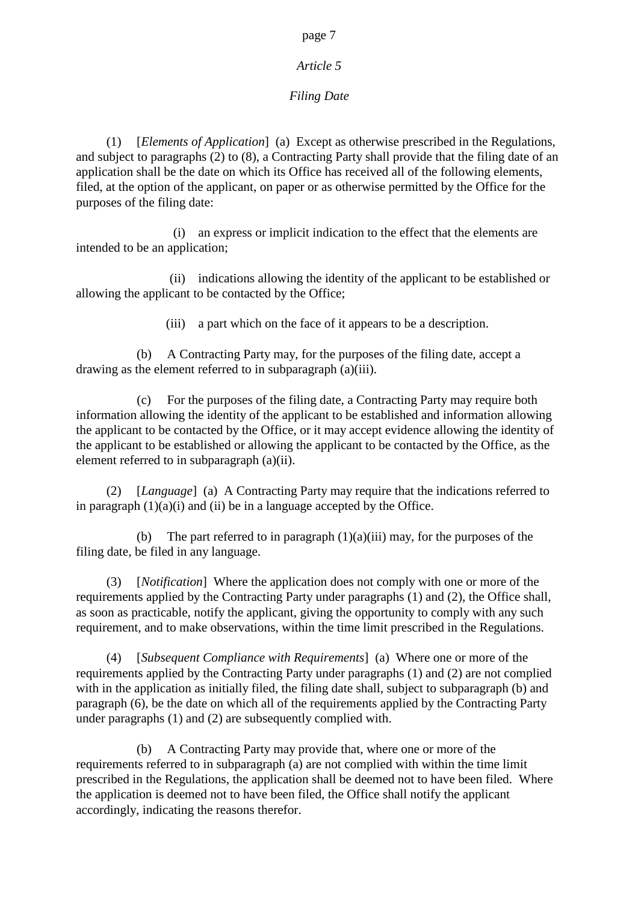*Article 5*

*Filing Date*

(1) [*Elements of Application*] (a) Except as otherwise prescribed in the Regulations, and subject to paragraphs (2) to (8), a Contracting Party shall provide that the filing date of an application shall be the date on which its Office has received all of the following elements, filed, at the option of the applicant, on paper or as otherwise permitted by the Office for the purposes of the filing date:

(i) an express or implicit indication to the effect that the elements are intended to be an application;

(ii) indications allowing the identity of the applicant to be established or allowing the applicant to be contacted by the Office;

(iii) a part which on the face of it appears to be a description.

(b) A Contracting Party may, for the purposes of the filing date, accept a drawing as the element referred to in subparagraph (a)(iii).

(c) For the purposes of the filing date, a Contracting Party may require both information allowing the identity of the applicant to be established and information allowing the applicant to be contacted by the Office, or it may accept evidence allowing the identity of the applicant to be established or allowing the applicant to be contacted by the Office, as the element referred to in subparagraph (a)(ii).

(2) [*Language*] (a) A Contracting Party may require that the indications referred to in paragraph (1)(a)(i) and (ii) be in a language accepted by the Office.

(b) The part referred to in paragraph (1)(a)(iii) may, for the purposes of the filing date, be filed in any language.

(3) [*Notification*] Where the application does not comply with one or more of the requirements applied by the Contracting Party under paragraphs (1) and (2), the Office shall, as soon as practicable, notify the applicant, giving the opportunity to comply with any such requirement, and to make observations, within the time limit prescribed in the Regulations.

(4) [*Subsequent Compliance with Requirements*] (a) Where one or more of the requirements applied by the Contracting Party under paragraphs (1) and (2) are not complied with in the application as initially filed, the filing date shall, subject to subparagraph (b) and paragraph (6), be the date on which all of the requirements applied by the Contracting Party under paragraphs (1) and (2) are subsequently complied with.

(b) A Contracting Party may provide that, where one or more of the requirements referred to in subparagraph (a) are not complied with within the time limit prescribed in the Regulations, the application shall be deemed not to have been filed. Where the application is deemed not to have been filed, the Office shall notify the applicant accordingly, indicating the reasons therefor.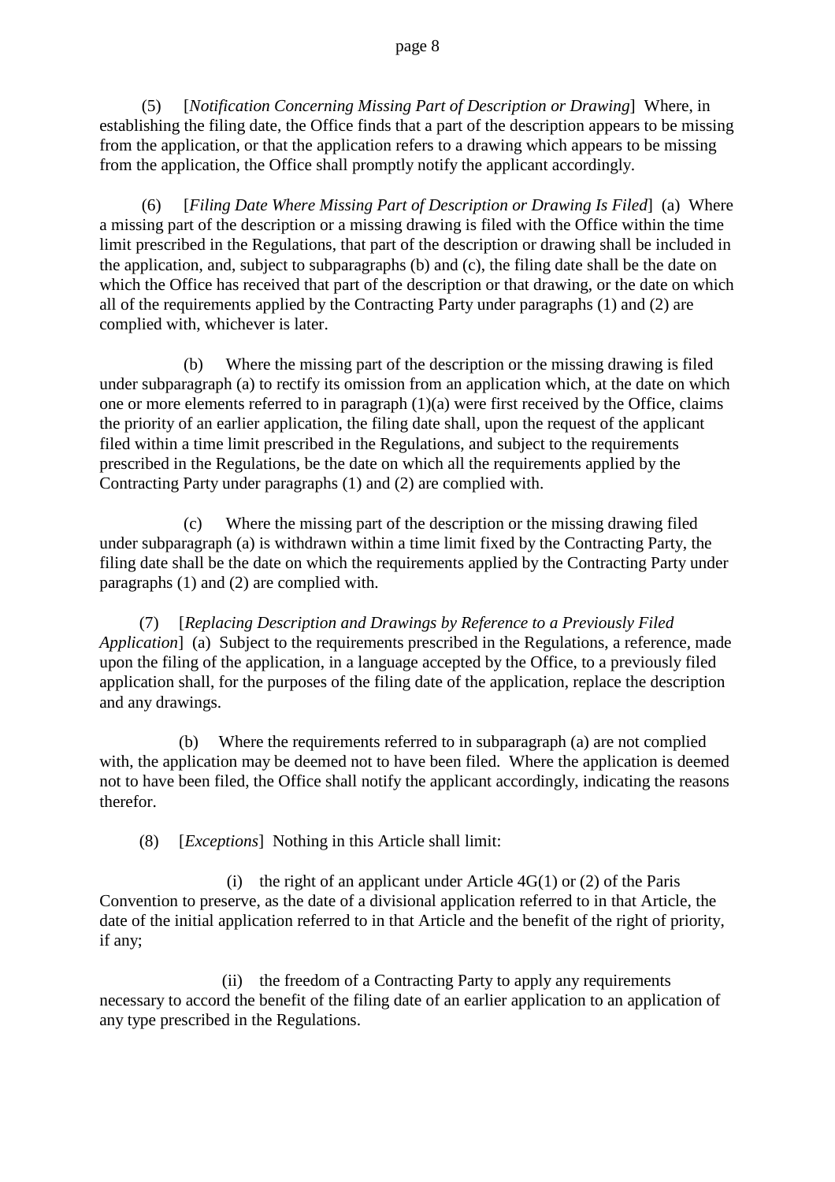(5) [*Notification Concerning Missing Part of Description or Drawing*] Where, in establishing the filing date, the Office finds that a part of the description appears to be missing from the application, or that the application refers to a drawing which appears to be missing from the application, the Office shall promptly notify the applicant accordingly.

(6) [*Filing Date Where Missing Part of Description or Drawing Is Filed*] (a) Where a missing part of the description or a missing drawing is filed with the Office within the time limit prescribed in the Regulations, that part of the description or drawing shall be included in the application, and, subject to subparagraphs (b) and (c), the filing date shall be the date on which the Office has received that part of the description or that drawing, or the date on which all of the requirements applied by the Contracting Party under paragraphs (1) and (2) are complied with, whichever is later.

(b) Where the missing part of the description or the missing drawing is filed under subparagraph (a) to rectify its omission from an application which, at the date on which one or more elements referred to in paragraph (1)(a) were first received by the Office, claims the priority of an earlier application, the filing date shall, upon the request of the applicant filed within a time limit prescribed in the Regulations, and subject to the requirements prescribed in the Regulations, be the date on which all the requirements applied by the Contracting Party under paragraphs (1) and (2) are complied with.

(c) Where the missing part of the description or the missing drawing filed under subparagraph (a) is withdrawn within a time limit fixed by the Contracting Party, the filing date shall be the date on which the requirements applied by the Contracting Party under paragraphs (1) and (2) are complied with.

(7) [*Replacing Description and Drawings by Reference to a Previously Filed Application*] (a) Subject to the requirements prescribed in the Regulations, a reference, made upon the filing of the application, in a language accepted by the Office, to a previously filed application shall, for the purposes of the filing date of the application, replace the description and any drawings.

(b) Where the requirements referred to in subparagraph (a) are not complied with, the application may be deemed not to have been filed. Where the application is deemed not to have been filed, the Office shall notify the applicant accordingly, indicating the reasons therefor.

(8) [*Exceptions*] Nothing in this Article shall limit:

(i) the right of an applicant under Article 4G(1) or (2) of the Paris Convention to preserve, as the date of a divisional application referred to in that Article, the date of the initial application referred to in that Article and the benefit of the right of priority, if any;

(ii) the freedom of a Contracting Party to apply any requirements necessary to accord the benefit of the filing date of an earlier application to an application of any type prescribed in the Regulations.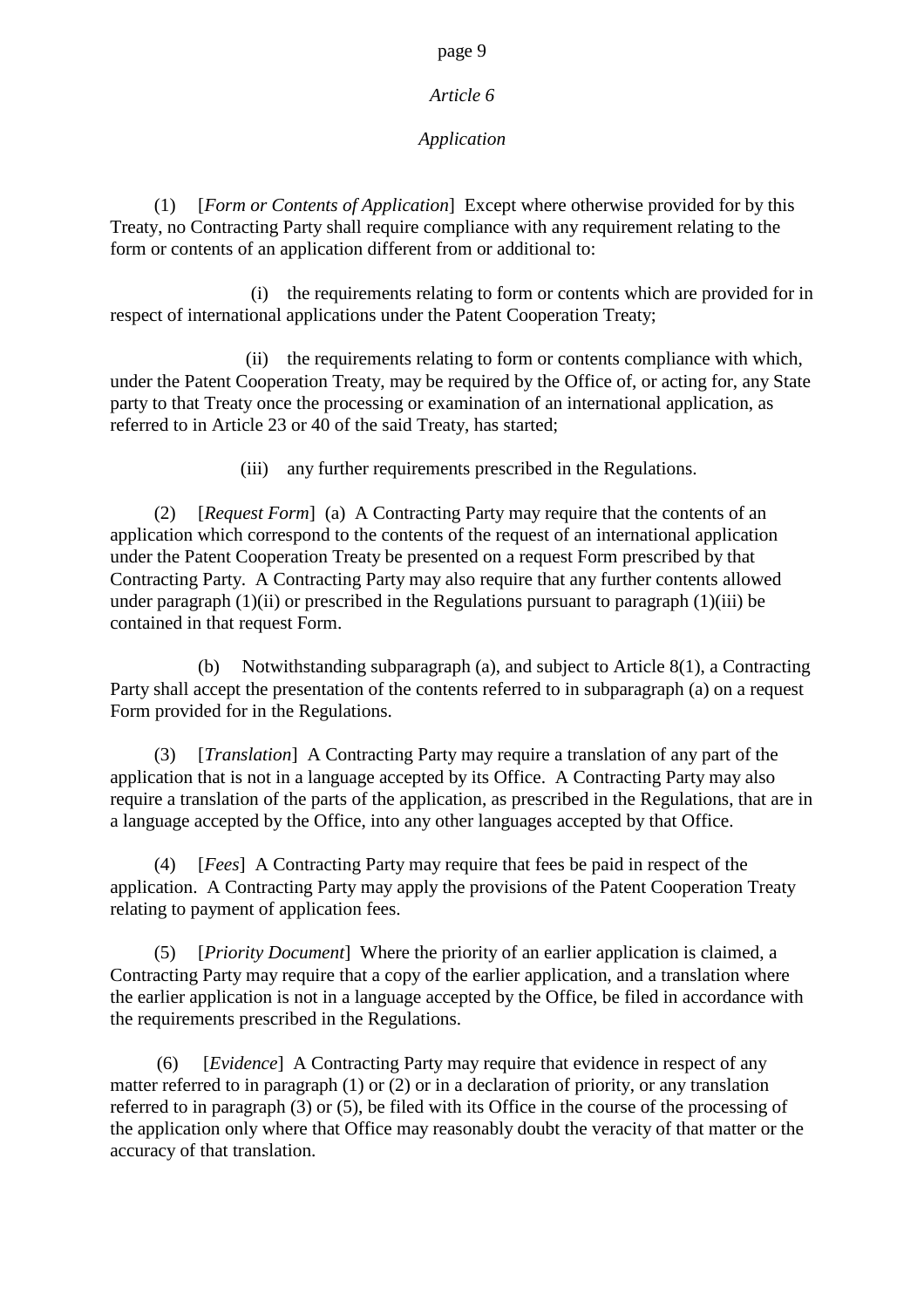## *Article 6*

## *Application*

(1) [*Form or Contents of Application*] Except where otherwise provided for by this Treaty, no Contracting Party shall require compliance with any requirement relating to the form or contents of an application different from or additional to:

(i) the requirements relating to form or contents which are provided for in respect of international applications under the Patent Cooperation Treaty;

(ii) the requirements relating to form or contents compliance with which, under the Patent Cooperation Treaty, may be required by the Office of, or acting for, any State party to that Treaty once the processing or examination of an international application, as referred to in Article 23 or 40 of the said Treaty, has started;

(iii) any further requirements prescribed in the Regulations.

(2) [*Request Form*] (a) A Contracting Party may require that the contents of an application which correspond to the contents of the request of an international application under the Patent Cooperation Treaty be presented on a request Form prescribed by that Contracting Party. A Contracting Party may also require that any further contents allowed under paragraph (1)(ii) or prescribed in the Regulations pursuant to paragraph (1)(iii) be contained in that request Form.

(b) Notwithstanding subparagraph (a), and subject to Article 8(1), a Contracting Party shall accept the presentation of the contents referred to in subparagraph (a) on a request Form provided for in the Regulations.

(3) [*Translation*] A Contracting Party may require a translation of any part of the application that is not in a language accepted by its Office. A Contracting Party may also require a translation of the parts of the application, as prescribed in the Regulations, that are in a language accepted by the Office, into any other languages accepted by that Office.

(4) [*Fees*] A Contracting Party may require that fees be paid in respect of the application. A Contracting Party may apply the provisions of the Patent Cooperation Treaty relating to payment of application fees.

(5) [*Priority Document*] Where the priority of an earlier application is claimed, a Contracting Party may require that a copy of the earlier application, and a translation where the earlier application is not in a language accepted by the Office, be filed in accordance with the requirements prescribed in the Regulations.

(6) [*Evidence*] A Contracting Party may require that evidence in respect of any matter referred to in paragraph (1) or (2) or in a declaration of priority, or any translation referred to in paragraph (3) or (5), be filed with its Office in the course of the processing of the application only where that Office may reasonably doubt the veracity of that matter or the accuracy of that translation.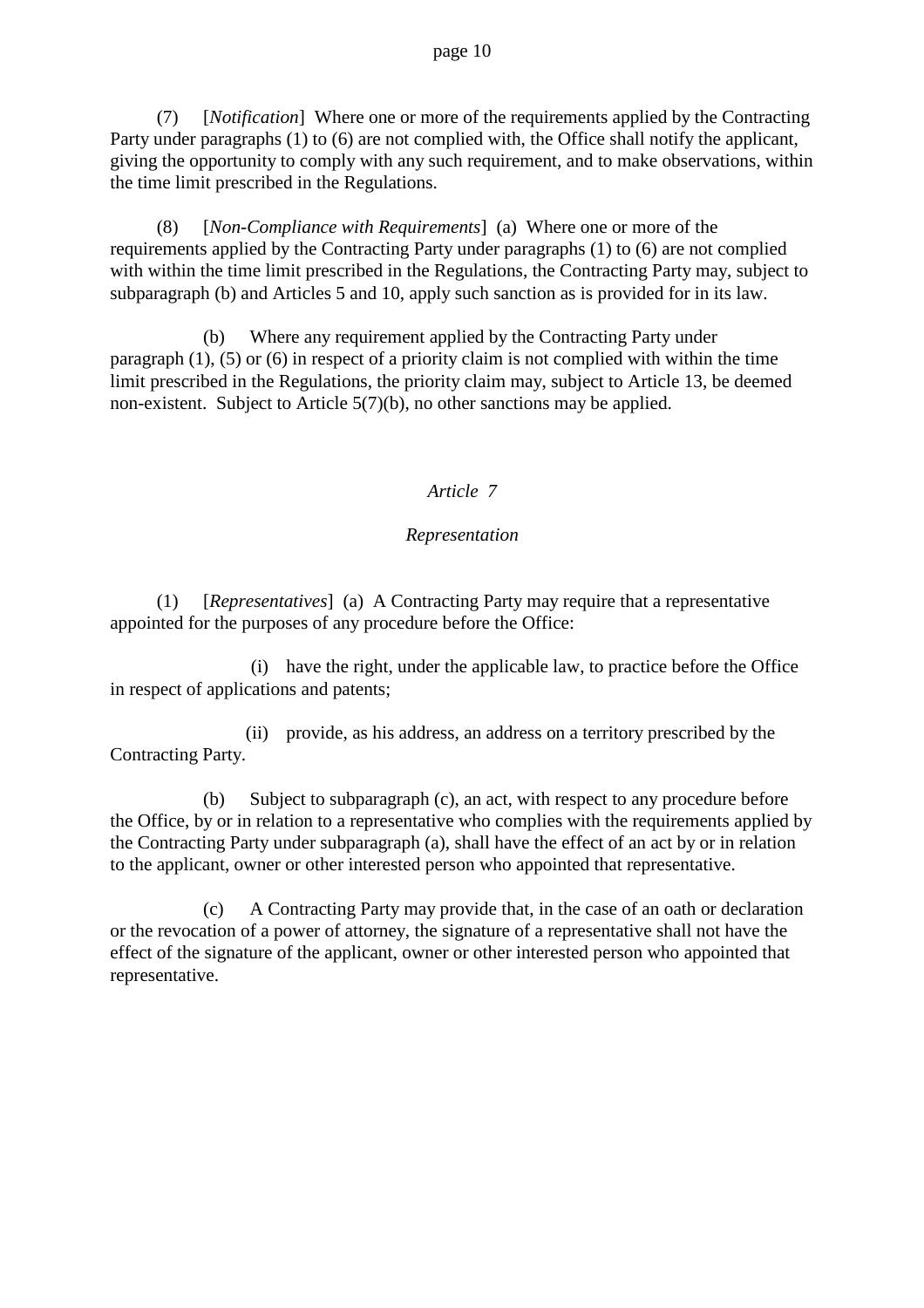(7) [*Notification*] Where one or more of the requirements applied by the Contracting Party under paragraphs (1) to (6) are not complied with, the Office shall notify the applicant, giving the opportunity to comply with any such requirement, and to make observations, within the time limit prescribed in the Regulations.

(8) [*Non-Compliance with Requirements*] (a) Where one or more of the requirements applied by the Contracting Party under paragraphs (1) to (6) are not complied with within the time limit prescribed in the Regulations, the Contracting Party may, subject to subparagraph (b) and Articles 5 and 10, apply such sanction as is provided for in its law.

(b) Where any requirement applied by the Contracting Party under paragraph (1), (5) or (6) in respect of a priority claim is not complied with within the time limit prescribed in the Regulations, the priority claim may, subject to Article 13, be deemed non-existent. Subject to Article 5(7)(b), no other sanctions may be applied.

## *Article 7*

## *Representation*

(1) [*Representatives*] (a) A Contracting Party may require that a representative appointed for the purposes of any procedure before the Office:

(i) have the right, under the applicable law, to practice before the Office in respect of applications and patents;

(ii) provide, as his address, an address on a territory prescribed by the Contracting Party.

(b) Subject to subparagraph (c), an act, with respect to any procedure before the Office, by or in relation to a representative who complies with the requirements applied by the Contracting Party under subparagraph (a), shall have the effect of an act by or in relation to the applicant, owner or other interested person who appointed that representative.

(c) A Contracting Party may provide that, in the case of an oath or declaration or the revocation of a power of attorney, the signature of a representative shall not have the effect of the signature of the applicant, owner or other interested person who appointed that representative.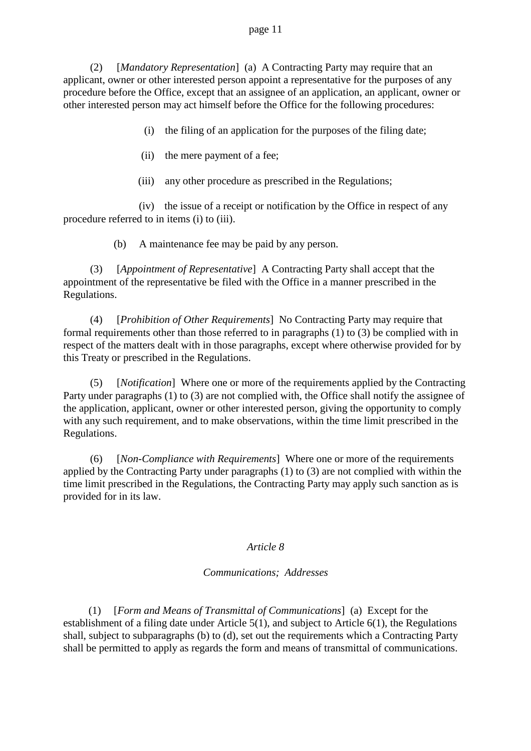(2) [*Mandatory Representation*] (a) A Contracting Party may require that an applicant, owner or other interested person appoint a representative for the purposes of any procedure before the Office, except that an assignee of an application, an applicant, owner or other interested person may act himself before the Office for the following procedures:

(i) the filing of an application for the purposes of the filing date;

(ii) the mere payment of a fee;

(iii) any other procedure as prescribed in the Regulations;

(iv) the issue of a receipt or notification by the Office in respect of any procedure referred to in items (i) to (iii).

(b) A maintenance fee may be paid by any person.

(3) [*Appointment of Representative*] A Contracting Party shall accept that the appointment of the representative be filed with the Office in a manner prescribed in the Regulations.

(4) [*Prohibition of Other Requirements*] No Contracting Party may require that formal requirements other than those referred to in paragraphs (1) to (3) be complied with in respect of the matters dealt with in those paragraphs, except where otherwise provided for by this Treaty or prescribed in the Regulations.

(5) [*Notification*] Where one or more of the requirements applied by the Contracting Party under paragraphs (1) to (3) are not complied with, the Office shall notify the assignee of the application, applicant, owner or other interested person, giving the opportunity to comply with any such requirement, and to make observations, within the time limit prescribed in the Regulations.

(6) [*Non-Compliance with Requirements*] Where one or more of the requirements applied by the Contracting Party under paragraphs (1) to (3) are not complied with within the time limit prescribed in the Regulations, the Contracting Party may apply such sanction as is provided for in its law.

## *Article 8*

### *Communications; Addresses*

(1) [*Form and Means of Transmittal of Communications*] (a) Except for the establishment of a filing date under Article 5(1), and subject to Article 6(1), the Regulations shall, subject to subparagraphs (b) to (d), set out the requirements which a Contracting Party shall be permitted to apply as regards the form and means of transmittal of communications.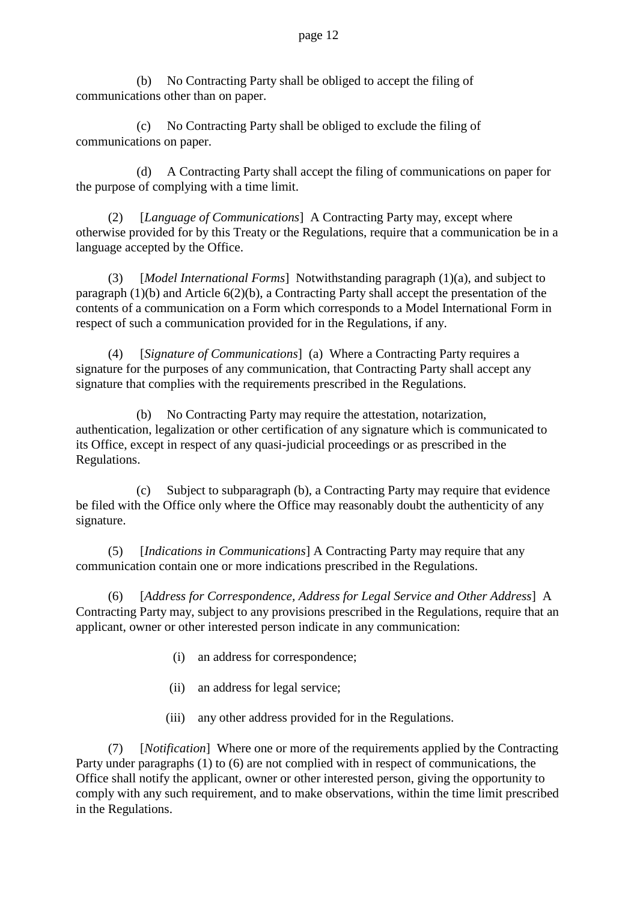(b) No Contracting Party shall be obliged to accept the filing of communications other than on paper.

(c) No Contracting Party shall be obliged to exclude the filing of communications on paper.

(d) A Contracting Party shall accept the filing of communications on paper for the purpose of complying with a time limit.

(2) [*Language of Communications*] A Contracting Party may, except where otherwise provided for by this Treaty or the Regulations, require that a communication be in a language accepted by the Office.

(3) [*Model International Forms*] Notwithstanding paragraph (1)(a), and subject to paragraph (1)(b) and Article 6(2)(b), a Contracting Party shall accept the presentation of the contents of a communication on a Form which corresponds to a Model International Form in respect of such a communication provided for in the Regulations, if any.

(4) [*Signature of Communications*] (a) Where a Contracting Party requires a signature for the purposes of any communication, that Contracting Party shall accept any signature that complies with the requirements prescribed in the Regulations.

(b) No Contracting Party may require the attestation, notarization, authentication, legalization or other certification of any signature which is communicated to its Office, except in respect of any quasi-judicial proceedings or as prescribed in the Regulations.

(c) Subject to subparagraph (b), a Contracting Party may require that evidence be filed with the Office only where the Office may reasonably doubt the authenticity of any signature.

(5) [*Indications in Communications*] A Contracting Party may require that any communication contain one or more indications prescribed in the Regulations.

(6) [*Address for Correspondence, Address for Legal Service and Other Address*] A Contracting Party may, subject to any provisions prescribed in the Regulations, require that an applicant, owner or other interested person indicate in any communication:

(i) an address for correspondence;

(ii) an address for legal service;

(iii) any other address provided for in the Regulations.

(7) [*Notification*] Where one or more of the requirements applied by the Contracting Party under paragraphs (1) to (6) are not complied with in respect of communications, the Office shall notify the applicant, owner or other interested person, giving the opportunity to comply with any such requirement, and to make observations, within the time limit prescribed in the Regulations.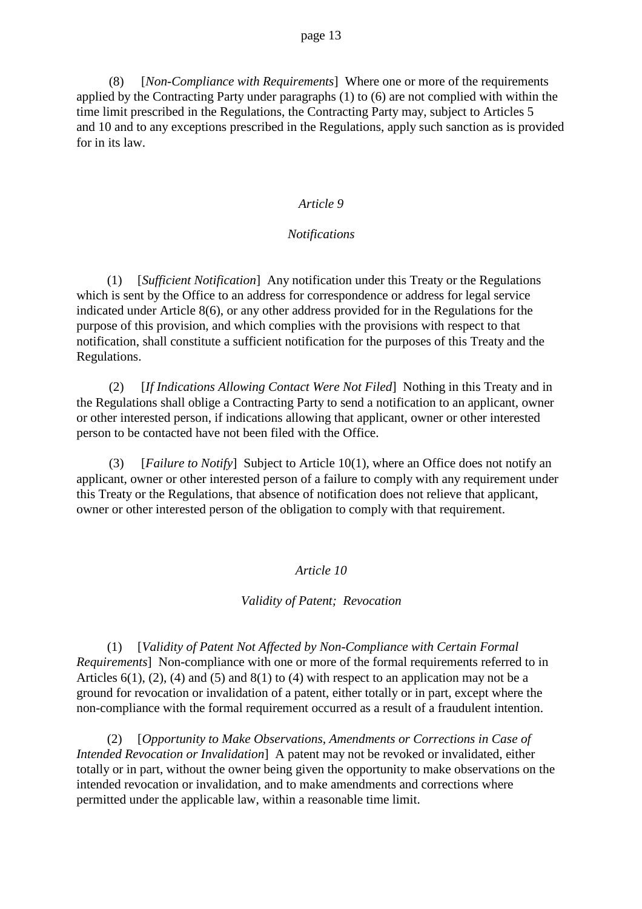(8) [*Non-Compliance with Requirements*] Where one or more of the requirements applied by the Contracting Party under paragraphs (1) to (6) are not complied with within the time limit prescribed in the Regulations, the Contracting Party may, subject to Articles 5 and 10 and to any exceptions prescribed in the Regulations, apply such sanction as is provided for in its law.

## *Article 9*

## *Notifications*

(1) [*Sufficient Notification*] Any notification under this Treaty or the Regulations which is sent by the Office to an address for correspondence or address for legal service indicated under Article 8(6), or any other address provided for in the Regulations for the purpose of this provision, and which complies with the provisions with respect to that notification, shall constitute a sufficient notification for the purposes of this Treaty and the Regulations.

(2) [*If Indications Allowing Contact Were Not Filed*] Nothing in this Treaty and in the Regulations shall oblige a Contracting Party to send a notification to an applicant, owner or other interested person, if indications allowing that applicant, owner or other interested person to be contacted have not been filed with the Office.

(3) [*Failure to Notify*] Subject to Article 10(1), where an Office does not notify an applicant, owner or other interested person of a failure to comply with any requirement under this Treaty or the Regulations, that absence of notification does not relieve that applicant, owner or other interested person of the obligation to comply with that requirement.

## *Article 10*

## *Validity of Patent; Revocation*

(1) [*Validity of Patent Not Affected by Non-Compliance with Certain Formal Requirements*] Non-compliance with one or more of the formal requirements referred to in Articles 6(1), (2), (4) and (5) and 8(1) to (4) with respect to an application may not be a ground for revocation or invalidation of a patent, either totally or in part, except where the non-compliance with the formal requirement occurred as a result of a fraudulent intention.

(2) [*Opportunity to Make Observations, Amendments or Corrections in Case of Intended Revocation or Invalidation*] A patent may not be revoked or invalidated, either totally or in part, without the owner being given the opportunity to make observations on the intended revocation or invalidation, and to make amendments and corrections where permitted under the applicable law, within a reasonable time limit.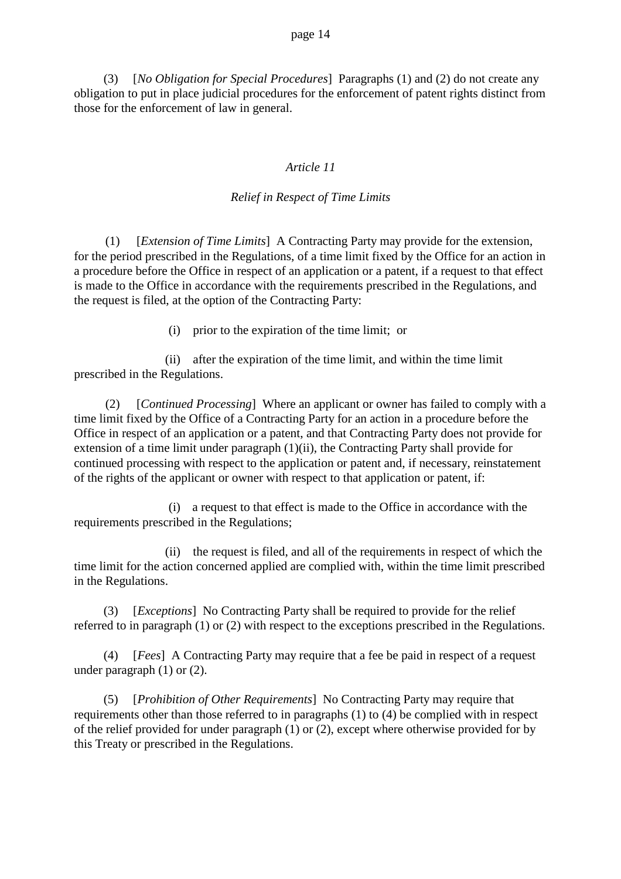(3) [*No Obligation for Special Procedures*] Paragraphs (1) and (2) do not create any obligation to put in place judicial procedures for the enforcement of patent rights distinct from those for the enforcement of law in general.

## *Article 11*

### *Relief in Respect of Time Limits*

(1) [*Extension of Time Limits*] A Contracting Party may provide for the extension, for the period prescribed in the Regulations, of a time limit fixed by the Office for an action in a procedure before the Office in respect of an application or a patent, if a request to that effect is made to the Office in accordance with the requirements prescribed in the Regulations, and the request is filed, at the option of the Contracting Party:

(i) prior to the expiration of the time limit; or

(ii) after the expiration of the time limit, and within the time limit prescribed in the Regulations.

(2) [*Continued Processing*] Where an applicant or owner has failed to comply with a time limit fixed by the Office of a Contracting Party for an action in a procedure before the Office in respect of an application or a patent, and that Contracting Party does not provide for extension of a time limit under paragraph (1)(ii), the Contracting Party shall provide for continued processing with respect to the application or patent and, if necessary, reinstatement of the rights of the applicant or owner with respect to that application or patent, if:

(i) a request to that effect is made to the Office in accordance with the requirements prescribed in the Regulations;

(ii) the request is filed, and all of the requirements in respect of which the time limit for the action concerned applied are complied with, within the time limit prescribed in the Regulations.

(3) [*Exceptions*] No Contracting Party shall be required to provide for the relief referred to in paragraph (1) or (2) with respect to the exceptions prescribed in the Regulations.

(4) [*Fees*] A Contracting Party may require that a fee be paid in respect of a request under paragraph (1) or (2).

(5) [*Prohibition of Other Requirements*] No Contracting Party may require that requirements other than those referred to in paragraphs (1) to (4) be complied with in respect of the relief provided for under paragraph (1) or (2), except where otherwise provided for by this Treaty or prescribed in the Regulations.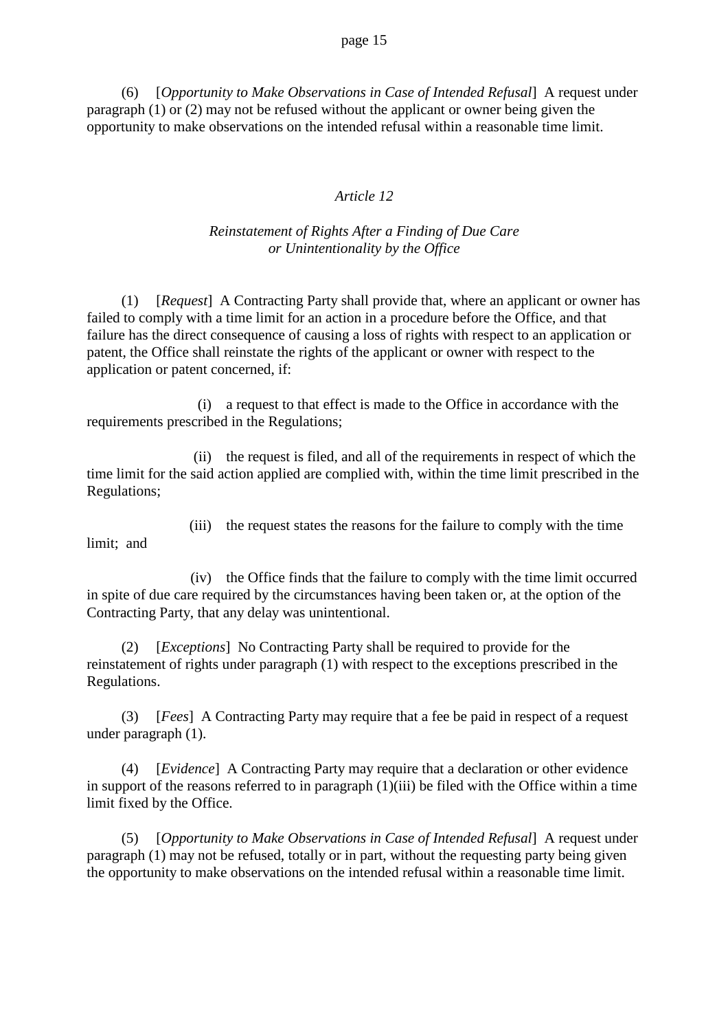(6) [*Opportunity to Make Observations in Case of Intended Refusal*] A request under paragraph (1) or (2) may not be refused without the applicant or owner being given the opportunity to make observations on the intended refusal within a reasonable time limit.

## *Article 12*

### *Reinstatement of Rights After a Finding of Due Care or Unintentionality by the Office*

(1) [*Request*] A Contracting Party shall provide that, where an applicant or owner has failed to comply with a time limit for an action in a procedure before the Office, and that failure has the direct consequence of causing a loss of rights with respect to an application or patent, the Office shall reinstate the rights of the applicant or owner with respect to the application or patent concerned, if:

(i) a request to that effect is made to the Office in accordance with the requirements prescribed in the Regulations;

(ii) the request is filed, and all of the requirements in respect of which the time limit for the said action applied are complied with, within the time limit prescribed in the Regulations;

(iii) the request states the reasons for the failure to comply with the time limit; and

(iv) the Office finds that the failure to comply with the time limit occurred in spite of due care required by the circumstances having been taken or, at the option of the Contracting Party, that any delay was unintentional.

(2) [*Exceptions*] No Contracting Party shall be required to provide for the reinstatement of rights under paragraph (1) with respect to the exceptions prescribed in the Regulations.

(3) [*Fees*] A Contracting Party may require that a fee be paid in respect of a request under paragraph (1).

(4) [*Evidence*] A Contracting Party may require that a declaration or other evidence in support of the reasons referred to in paragraph (1)(iii) be filed with the Office within a time limit fixed by the Office.

(5) [*Opportunity to Make Observations in Case of Intended Refusal*] A request under paragraph (1) may not be refused, totally or in part, without the requesting party being given the opportunity to make observations on the intended refusal within a reasonable time limit.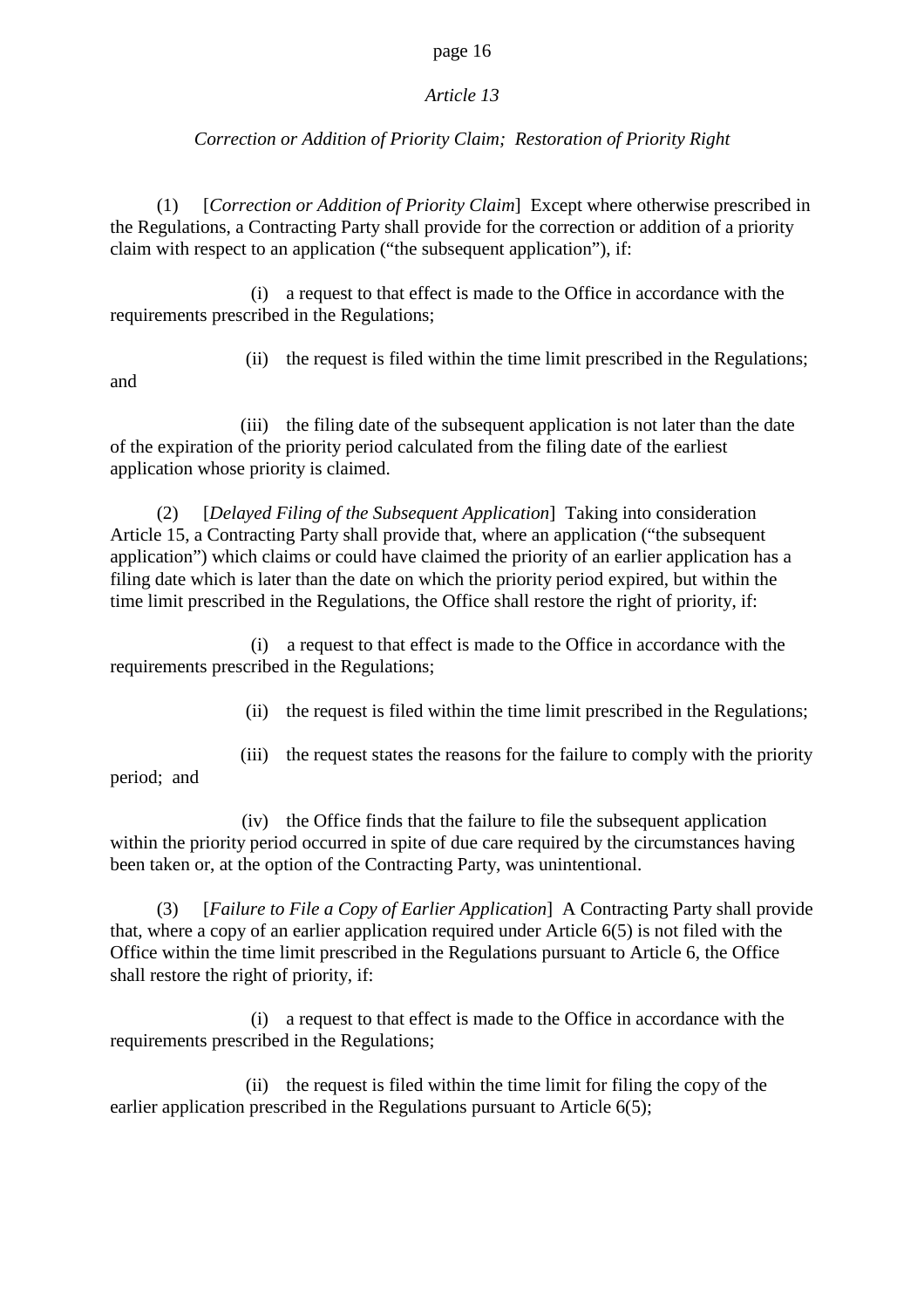*Article 13*

*Correction or Addition of Priority Claim; Restoration of Priority Right*

(1) [*Correction or Addition of Priority Claim*] Except where otherwise prescribed in the Regulations, a Contracting Party shall provide for the correction or addition of a priority claim with respect to an application ("the subsequent application"), if:

(i) a request to that effect is made to the Office in accordance with the requirements prescribed in the Regulations;

(ii) the request is filed within the time limit prescribed in the Regulations; and

(iii) the filing date of the subsequent application is not later than the date of the expiration of the priority period calculated from the filing date of the earliest application whose priority is claimed.

(2) [*Delayed Filing of the Subsequent Application*] Taking into consideration Article 15, a Contracting Party shall provide that, where an application ("the subsequent application") which claims or could have claimed the priority of an earlier application has a filing date which is later than the date on which the priority period expired, but within the time limit prescribed in the Regulations, the Office shall restore the right of priority, if:

(i) a request to that effect is made to the Office in accordance with the requirements prescribed in the Regulations;

(ii) the request is filed within the time limit prescribed in the Regulations;

(iii) the request states the reasons for the failure to comply with the priority period; and

(iv) the Office finds that the failure to file the subsequent application within the priority period occurred in spite of due care required by the circumstances having been taken or, at the option of the Contracting Party, was unintentional.

(3) [*Failure to File a Copy of Earlier Application*] A Contracting Party shall provide that, where a copy of an earlier application required under Article 6(5) is not filed with the Office within the time limit prescribed in the Regulations pursuant to Article 6, the Office shall restore the right of priority, if:

(i) a request to that effect is made to the Office in accordance with the requirements prescribed in the Regulations;

(ii) the request is filed within the time limit for filing the copy of the earlier application prescribed in the Regulations pursuant to Article 6(5);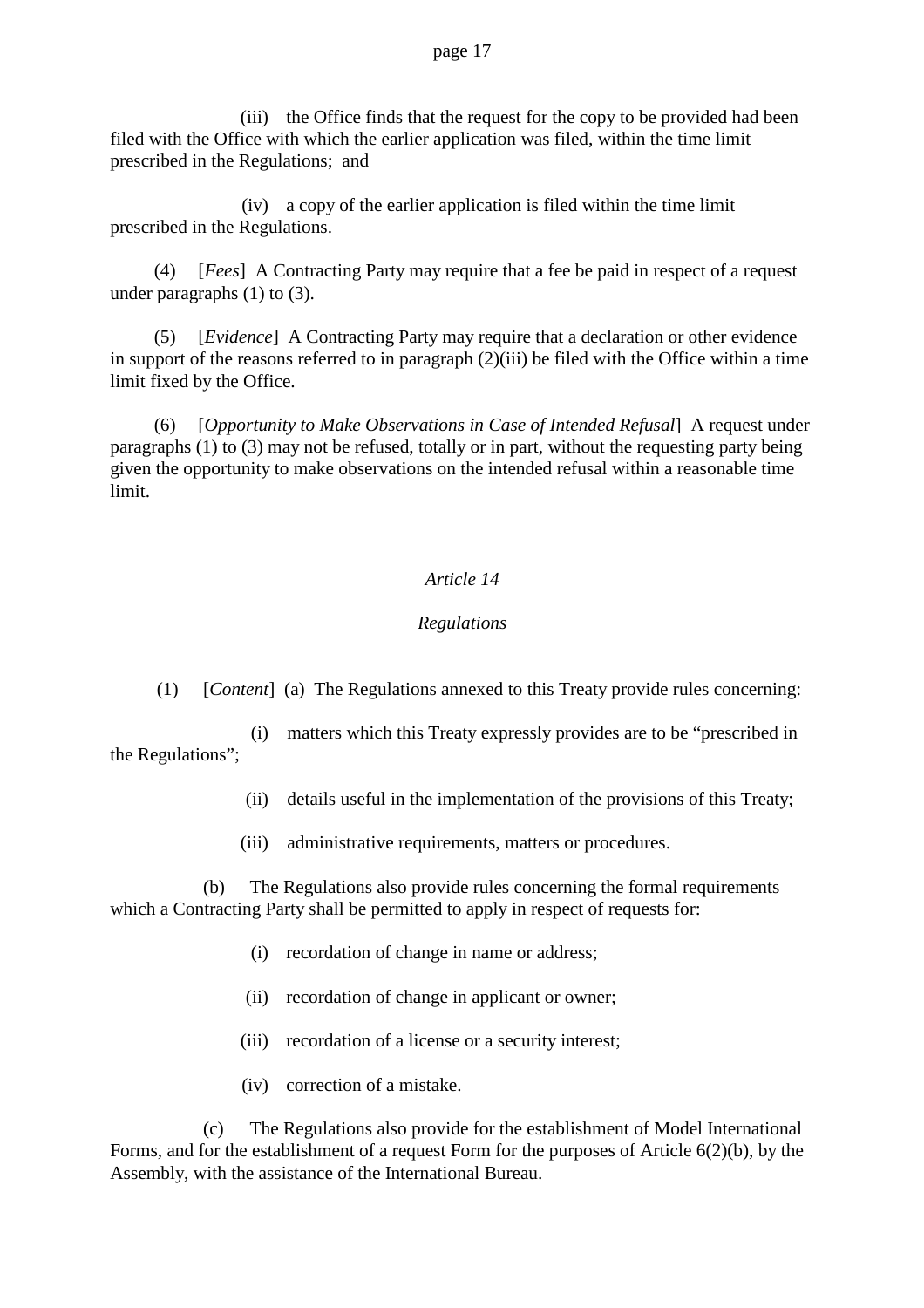(iii) the Office finds that the request for the copy to be provided had been filed with the Office with which the earlier application was filed, within the time limit prescribed in the Regulations; and

(iv) a copy of the earlier application is filed within the time limit prescribed in the Regulations.

(4) [*Fees*] A Contracting Party may require that a fee be paid in respect of a request under paragraphs (1) to (3).

(5) [*Evidence*] A Contracting Party may require that a declaration or other evidence in support of the reasons referred to in paragraph (2)(iii) be filed with the Office within a time limit fixed by the Office.

(6) [*Opportunity to Make Observations in Case of Intended Refusal*] A request under paragraphs (1) to (3) may not be refused, totally or in part, without the requesting party being given the opportunity to make observations on the intended refusal within a reasonable time limit.

## *Article 14*

## *Regulations*

(1) [*Content*] (a) The Regulations annexed to this Treaty provide rules concerning:

(i) matters which this Treaty expressly provides are to be "prescribed in the Regulations";

(ii) details useful in the implementation of the provisions of this Treaty;

(iii) administrative requirements, matters or procedures.

(b) The Regulations also provide rules concerning the formal requirements which a Contracting Party shall be permitted to apply in respect of requests for:

(i) recordation of change in name or address;

(ii) recordation of change in applicant or owner;

(iii) recordation of a license or a security interest;

(iv) correction of a mistake.

(c) The Regulations also provide for the establishment of Model International Forms, and for the establishment of a request Form for the purposes of Article 6(2)(b), by the Assembly, with the assistance of the International Bureau.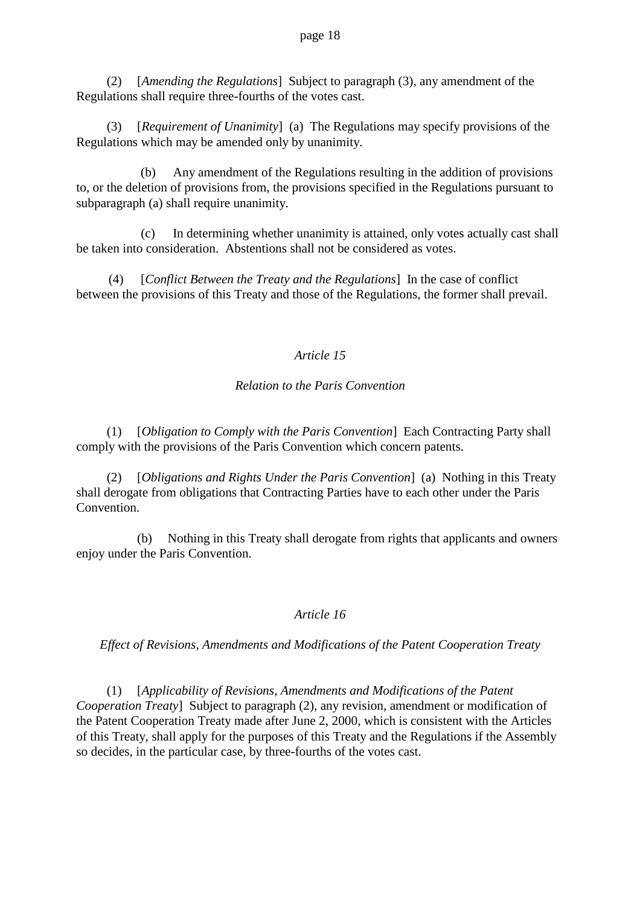(2) [*Amending the Regulations*] Subject to paragraph (3), any amendment of the Regulations shall require three-fourths of the votes cast.

(3) [*Requirement of Unanimity*] (a) The Regulations may specify provisions of the Regulations which may be amended only by unanimity.

(b) Any amendment of the Regulations resulting in the addition of provisions to, or the deletion of provisions from, the provisions specified in the Regulations pursuant to subparagraph (a) shall require unanimity.

(c) In determining whether unanimity is attained, only votes actually cast shall be taken into consideration. Abstentions shall not be considered as votes.

(4) [*Conflict Between the Treaty and the Regulations*] In the case of conflict between the provisions of this Treaty and those of the Regulations, the former shall prevail.

## *Article 15*

### *Relation to the Paris Convention*

(1) [*Obligation to Comply with the Paris Convention*] Each Contracting Party shall comply with the provisions of the Paris Convention which concern patents.

(2) [*Obligations and Rights Under the Paris Convention*] (a) Nothing in this Treaty shall derogate from obligations that Contracting Parties have to each other under the Paris Convention.

(b) Nothing in this Treaty shall derogate from rights that applicants and owners enjoy under the Paris Convention.

## *Article 16*

### *Effect of Revisions, Amendments and Modifications of the Patent Cooperation Treaty*

(1) [*Applicability of Revisions, Amendments and Modifications of the Patent Cooperation Treaty*] Subject to paragraph (2), any revision, amendment or modification of the Patent Cooperation Treaty made after June 2, 2000, which is consistent with the Articles of this Treaty, shall apply for the purposes of this Treaty and the Regulations if the Assembly so decides, in the particular case, by three-fourths of the votes cast.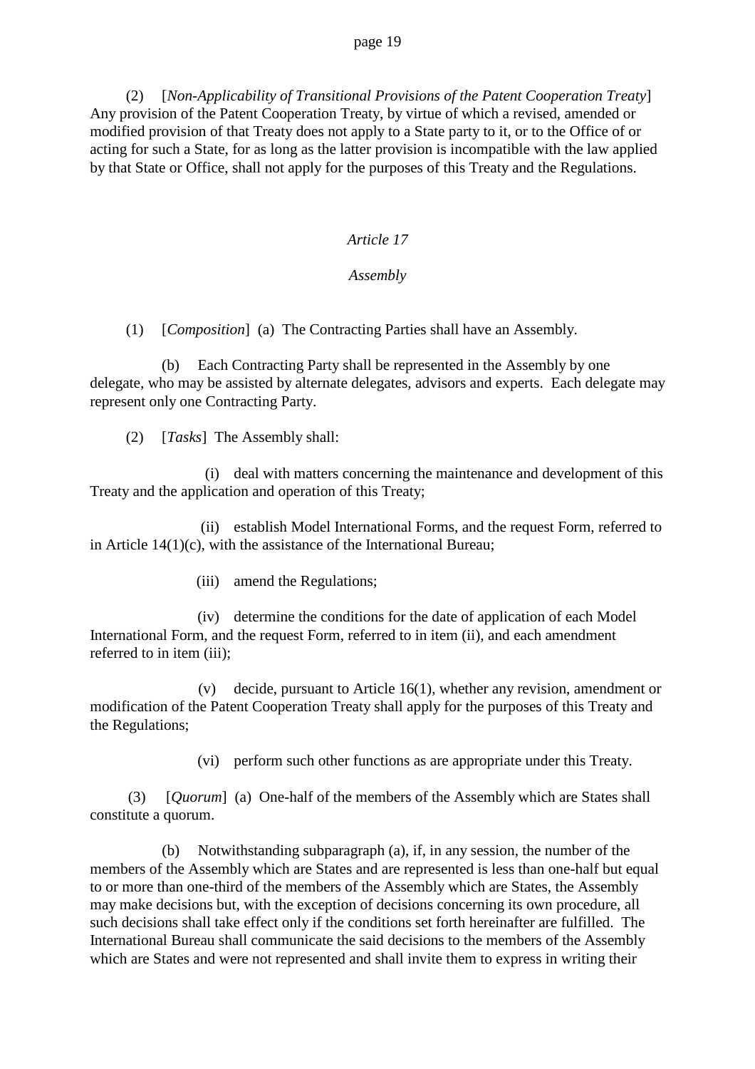(2) [*Non-Applicability of Transitional Provisions of the Patent Cooperation Treaty*] Any provision of the Patent Cooperation Treaty, by virtue of which a revised, amended or modified provision of that Treaty does not apply to a State party to it, or to the Office of or acting for such a State, for as long as the latter provision is incompatible with the law applied by that State or Office, shall not apply for the purposes of this Treaty and the Regulations.

### *Article 17*

### *Assembly*

(1) [*Composition*] (a) The Contracting Parties shall have an Assembly.

(b) Each Contracting Party shall be represented in the Assembly by one delegate, who may be assisted by alternate delegates, advisors and experts. Each delegate may represent only one Contracting Party.

(2) [*Tasks*] The Assembly shall:

(i) deal with matters concerning the maintenance and development of this Treaty and the application and operation of this Treaty;

(ii) establish Model International Forms, and the request Form, referred to in Article 14(1)(c), with the assistance of the International Bureau;

(iii) amend the Regulations;

(iv) determine the conditions for the date of application of each Model International Form, and the request Form, referred to in item (ii), and each amendment referred to in item (iii);

(v) decide, pursuant to Article 16(1), whether any revision, amendment or modification of the Patent Cooperation Treaty shall apply for the purposes of this Treaty and the Regulations;

(vi) perform such other functions as are appropriate under this Treaty.

(3) [*Quorum*] (a) One-half of the members of the Assembly which are States shall constitute a quorum.

(b) Notwithstanding subparagraph (a), if, in any session, the number of the members of the Assembly which are States and are represented is less than one-half but equal to or more than one-third of the members of the Assembly which are States, the Assembly may make decisions but, with the exception of decisions concerning its own procedure, all such decisions shall take effect only if the conditions set forth hereinafter are fulfilled. The International Bureau shall communicate the said decisions to the members of the Assembly which are States and were not represented and shall invite them to express in writing their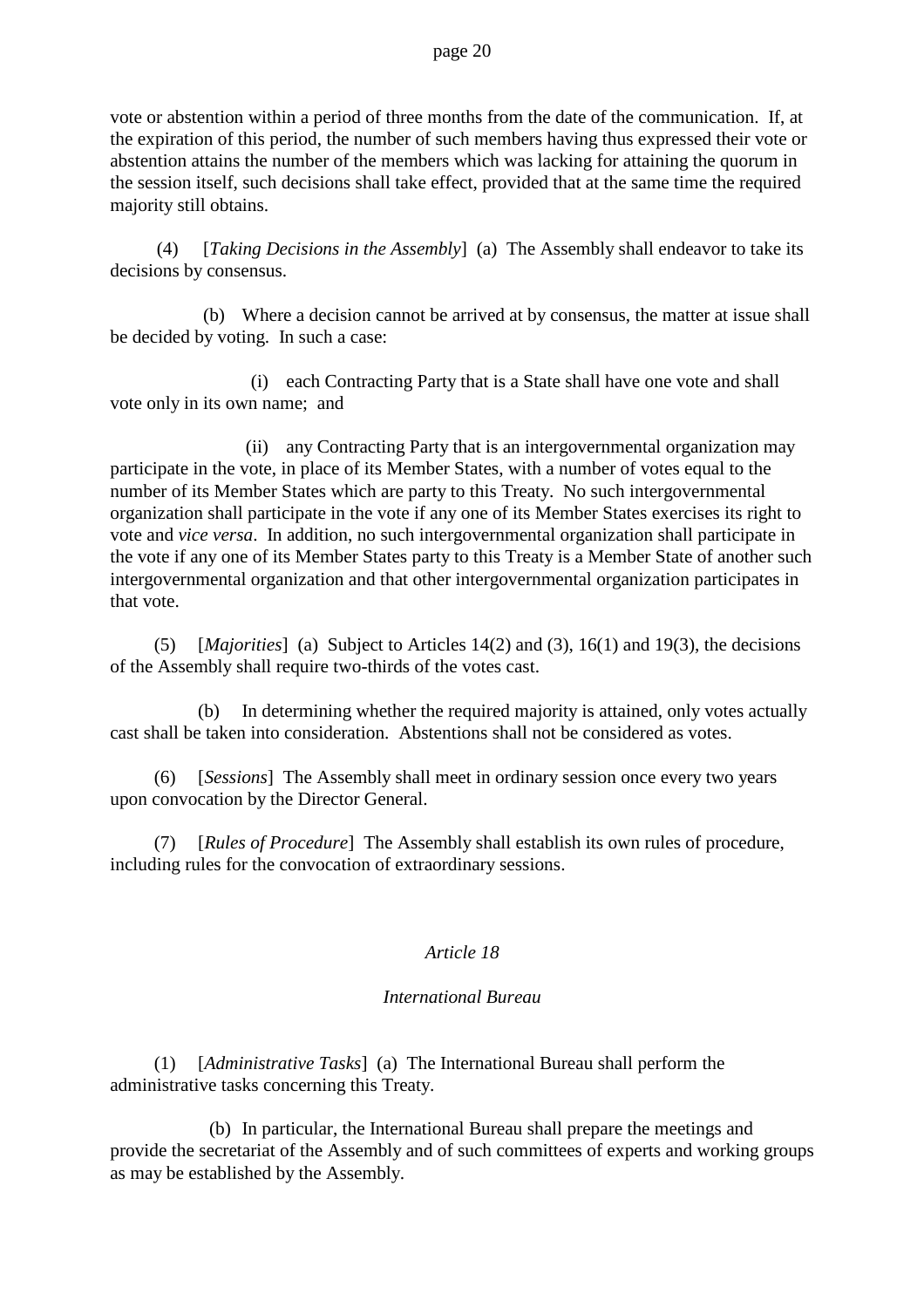vote or abstention within a period of three months from the date of the communication. If, at the expiration of this period, the number of such members having thus expressed their vote or abstention attains the number of the members which was lacking for attaining the quorum in the session itself, such decisions shall take effect, provided that at the same time the required majority still obtains.

(4) [*Taking Decisions in the Assembly*] (a) The Assembly shall endeavor to take its decisions by consensus.

(b) Where a decision cannot be arrived at by consensus, the matter at issue shall be decided by voting. In such a case:

(i) each Contracting Party that is a State shall have one vote and shall vote only in its own name; and

(ii) any Contracting Party that is an intergovernmental organization may participate in the vote, in place of its Member States, with a number of votes equal to the number of its Member States which are party to this Treaty. No such intergovernmental organization shall participate in the vote if any one of its Member States exercises its right to vote and *vice versa*. In addition, no such intergovernmental organization shall participate in the vote if any one of its Member States party to this Treaty is a Member State of another such intergovernmental organization and that other intergovernmental organization participates in that vote.

(5) [*Majorities*] (a) Subject to Articles 14(2) and (3), 16(1) and 19(3), the decisions of the Assembly shall require two-thirds of the votes cast.

(b) In determining whether the required majority is attained, only votes actually cast shall be taken into consideration. Abstentions shall not be considered as votes.

(6) [*Sessions*] The Assembly shall meet in ordinary session once every two years upon convocation by the Director General.

(7) [*Rules of Procedure*] The Assembly shall establish its own rules of procedure, including rules for the convocation of extraordinary sessions.

## *Article 18*

## *International Bureau*

(1) [*Administrative Tasks*] (a) The International Bureau shall perform the administrative tasks concerning this Treaty.

(b) In particular, the International Bureau shall prepare the meetings and provide the secretariat of the Assembly and of such committees of experts and working groups as may be established by the Assembly.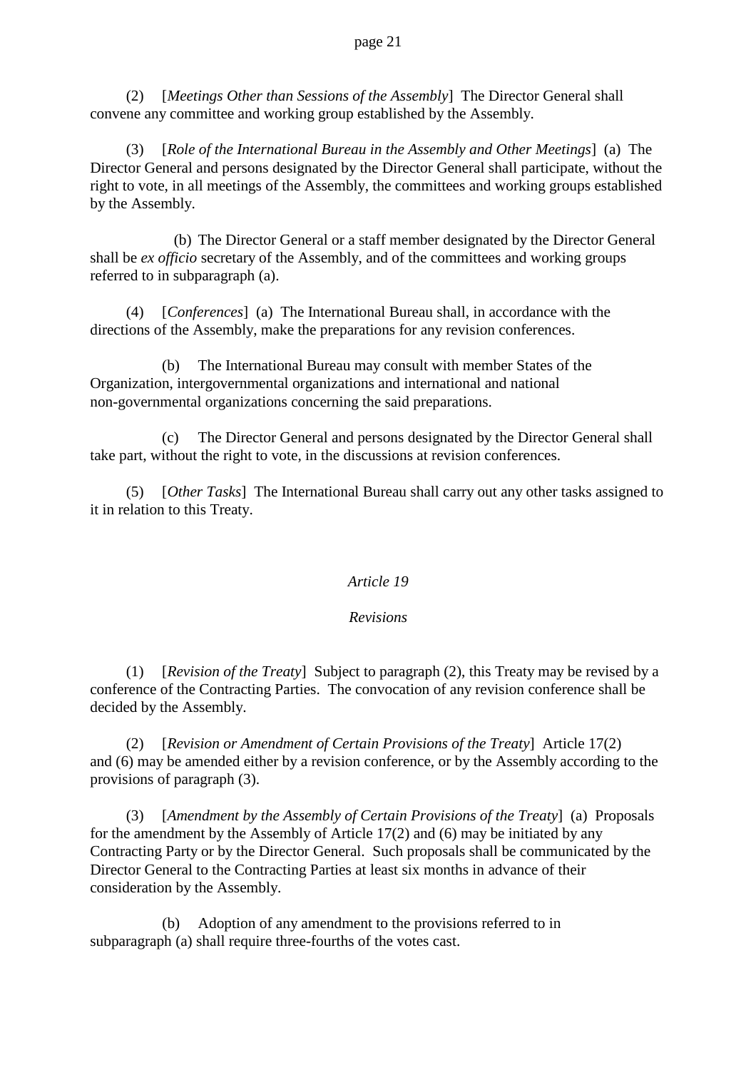(2) [*Meetings Other than Sessions of the Assembly*] The Director General shall convene any committee and working group established by the Assembly.

(3) [*Role of the International Bureau in the Assembly and Other Meetings*] (a) The Director General and persons designated by the Director General shall participate, without the right to vote, in all meetings of the Assembly, the committees and working groups established by the Assembly.

(b) The Director General or a staff member designated by the Director General shall be *ex officio* secretary of the Assembly, and of the committees and working groups referred to in subparagraph (a).

(4) [*Conferences*] (a) The International Bureau shall, in accordance with the directions of the Assembly, make the preparations for any revision conferences.

(b) The International Bureau may consult with member States of the Organization, intergovernmental organizations and international and national non-governmental organizations concerning the said preparations.

(c) The Director General and persons designated by the Director General shall take part, without the right to vote, in the discussions at revision conferences.

(5) [*Other Tasks*] The International Bureau shall carry out any other tasks assigned to it in relation to this Treaty.

## *Article 19*

## *Revisions*

(1) [*Revision of the Treaty*] Subject to paragraph (2), this Treaty may be revised by a conference of the Contracting Parties. The convocation of any revision conference shall be decided by the Assembly.

(2) [*Revision or Amendment of Certain Provisions of the Treaty*] Article 17(2) and (6) may be amended either by a revision conference, or by the Assembly according to the provisions of paragraph (3).

(3) [*Amendment by the Assembly of Certain Provisions of the Treaty*] (a) Proposals for the amendment by the Assembly of Article 17(2) and (6) may be initiated by any Contracting Party or by the Director General. Such proposals shall be communicated by the Director General to the Contracting Parties at least six months in advance of their consideration by the Assembly.

(b) Adoption of any amendment to the provisions referred to in subparagraph (a) shall require three-fourths of the votes cast.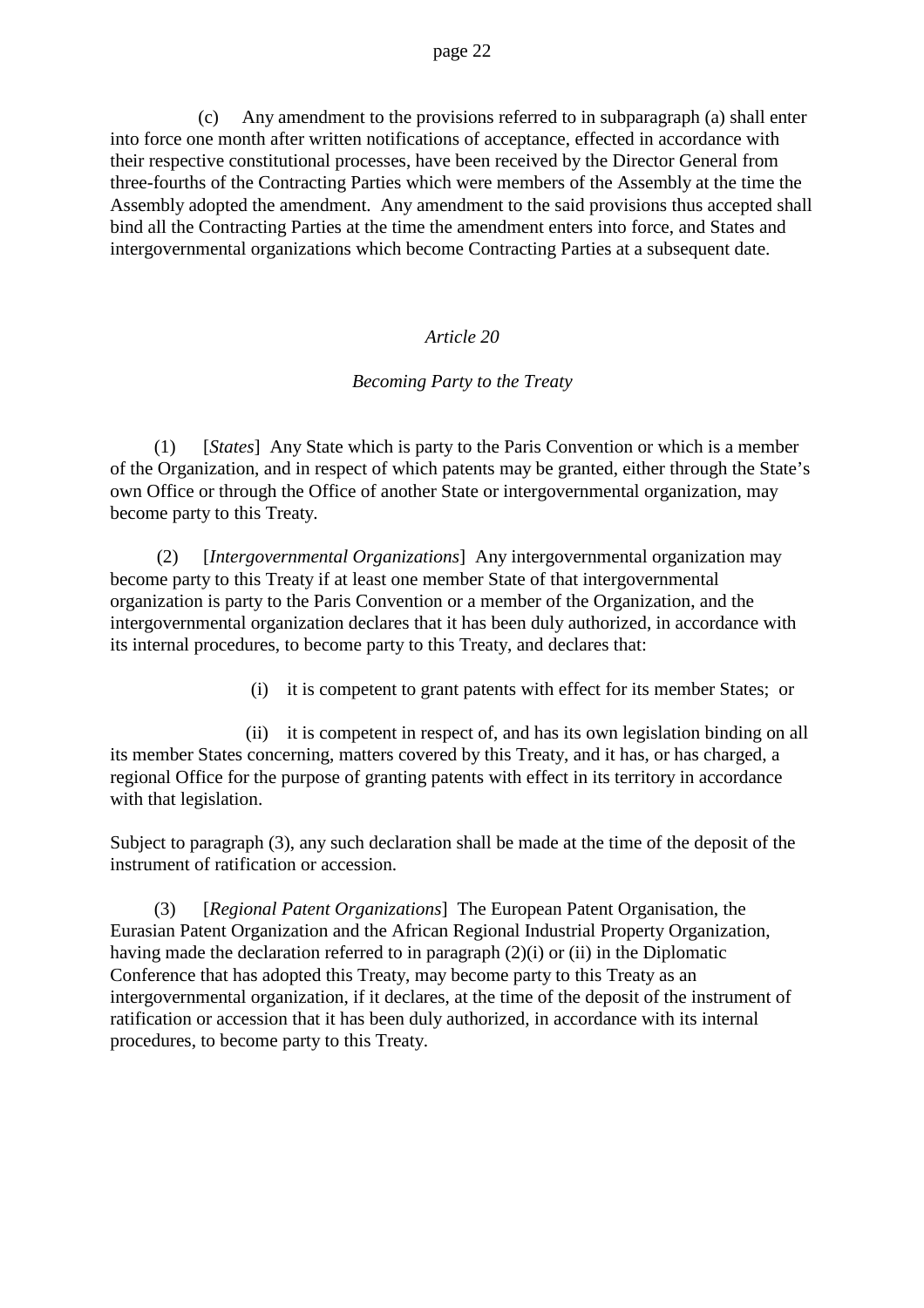(c) Any amendment to the provisions referred to in subparagraph (a) shall enter into force one month after written notifications of acceptance, effected in accordance with their respective constitutional processes, have been received by the Director General from three-fourths of the Contracting Parties which were members of the Assembly at the time the Assembly adopted the amendment. Any amendment to the said provisions thus accepted shall bind all the Contracting Parties at the time the amendment enters into force, and States and intergovernmental organizations which become Contracting Parties at a subsequent date.

## *Article 20*

### *Becoming Party to the Treaty*

(1) [*States*] Any State which is party to the Paris Convention or which is a member of the Organization, and in respect of which patents may be granted, either through the State's own Office or through the Office of another State or intergovernmental organization, may become party to this Treaty.

(2) [*Intergovernmental Organizations*] Any intergovernmental organization may become party to this Treaty if at least one member State of that intergovernmental organization is party to the Paris Convention or a member of the Organization, and the intergovernmental organization declares that it has been duly authorized, in accordance with its internal procedures, to become party to this Treaty, and declares that:

(i) it is competent to grant patents with effect for its member States; or

(ii) it is competent in respect of, and has its own legislation binding on all its member States concerning, matters covered by this Treaty, and it has, or has charged, a regional Office for the purpose of granting patents with effect in its territory in accordance with that legislation.

Subject to paragraph (3), any such declaration shall be made at the time of the deposit of the instrument of ratification or accession.

(3) [*Regional Patent Organizations*] The European Patent Organisation, the Eurasian Patent Organization and the African Regional Industrial Property Organization, having made the declaration referred to in paragraph (2)(i) or (ii) in the Diplomatic Conference that has adopted this Treaty, may become party to this Treaty as an intergovernmental organization, if it declares, at the time of the deposit of the instrument of ratification or accession that it has been duly authorized, in accordance with its internal procedures, to become party to this Treaty.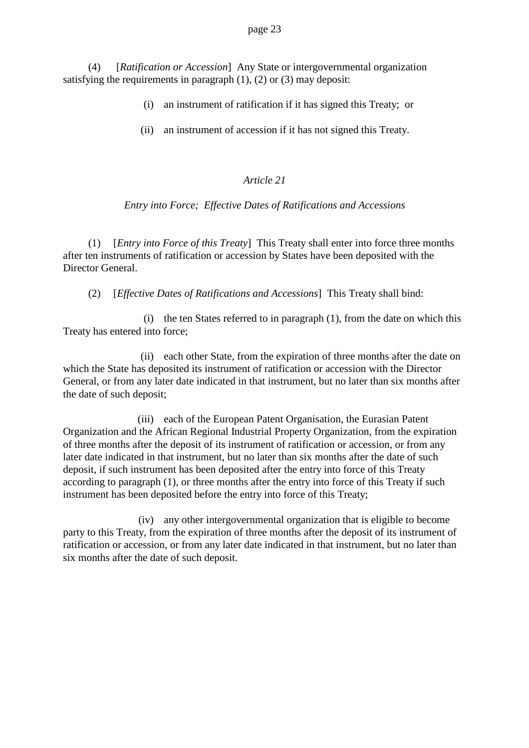(4) [*Ratification or Accession*] Any State or intergovernmental organization satisfying the requirements in paragraph (1), (2) or (3) may deposit:

(i) an instrument of ratification if it has signed this Treaty; or

(ii) an instrument of accession if it has not signed this Treaty.

## *Article 21*

### *Entry into Force; Effective Dates of Ratifications and Accessions*

(1) [*Entry into Force of this Treaty*] This Treaty shall enter into force three months after ten instruments of ratification or accession by States have been deposited with the Director General.

(2) [*Effective Dates of Ratifications and Accessions*] This Treaty shall bind:

(i) the ten States referred to in paragraph (1), from the date on which this Treaty has entered into force;

(ii) each other State, from the expiration of three months after the date on which the State has deposited its instrument of ratification or accession with the Director General, or from any later date indicated in that instrument, but no later than six months after the date of such deposit;

(iii) each of the European Patent Organisation, the Eurasian Patent Organization and the African Regional Industrial Property Organization, from the expiration of three months after the deposit of its instrument of ratification or accession, or from any later date indicated in that instrument, but no later than six months after the date of such deposit, if such instrument has been deposited after the entry into force of this Treaty according to paragraph (1), or three months after the entry into force of this Treaty if such instrument has been deposited before the entry into force of this Treaty;

(iv) any other intergovernmental organization that is eligible to become party to this Treaty, from the expiration of three months after the deposit of its instrument of ratification or accession, or from any later date indicated in that instrument, but no later than six months after the date of such deposit.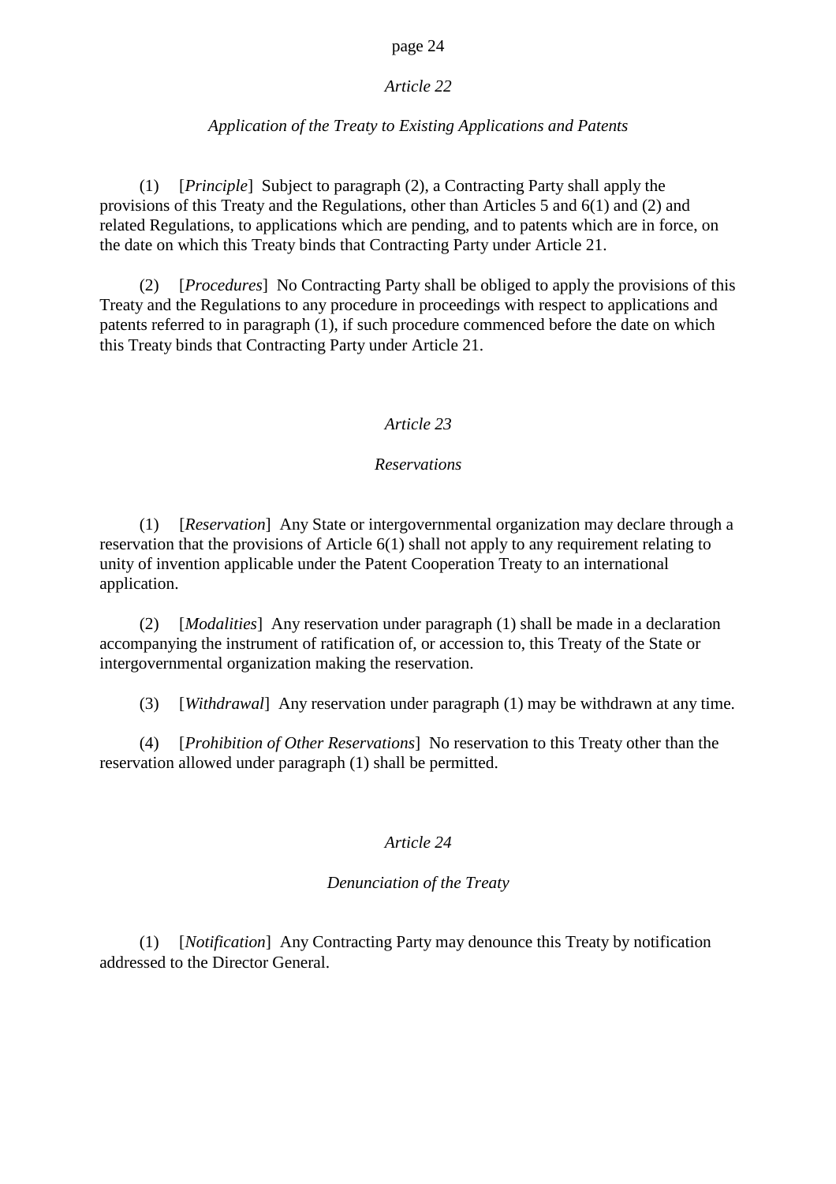*Article 22*

*Application of the Treaty to Existing Applications and Patents*

(1) [*Principle*] Subject to paragraph (2), a Contracting Party shall apply the provisions of this Treaty and the Regulations, other than Articles 5 and 6(1) and (2) and related Regulations, to applications which are pending, and to patents which are in force, on the date on which this Treaty binds that Contracting Party under Article 21.

(2) [*Procedures*] No Contracting Party shall be obliged to apply the provisions of this Treaty and the Regulations to any procedure in proceedings with respect to applications and patents referred to in paragraph (1), if such procedure commenced before the date on which this Treaty binds that Contracting Party under Article 21.

*Article 23*

*Reservations*

(1) [*Reservation*] Any State or intergovernmental organization may declare through a reservation that the provisions of Article 6(1) shall not apply to any requirement relating to unity of invention applicable under the Patent Cooperation Treaty to an international application.

(2) [*Modalities*] Any reservation under paragraph (1) shall be made in a declaration accompanying the instrument of ratification of, or accession to, this Treaty of the State or intergovernmental organization making the reservation.

(3) [*Withdrawal*] Any reservation under paragraph (1) may be withdrawn at any time.

(4) [*Prohibition of Other Reservations*] No reservation to this Treaty other than the reservation allowed under paragraph (1) shall be permitted.

*Article 24*

*Denunciation of the Treaty*

(1) [*Notification*] Any Contracting Party may denounce this Treaty by notification addressed to the Director General.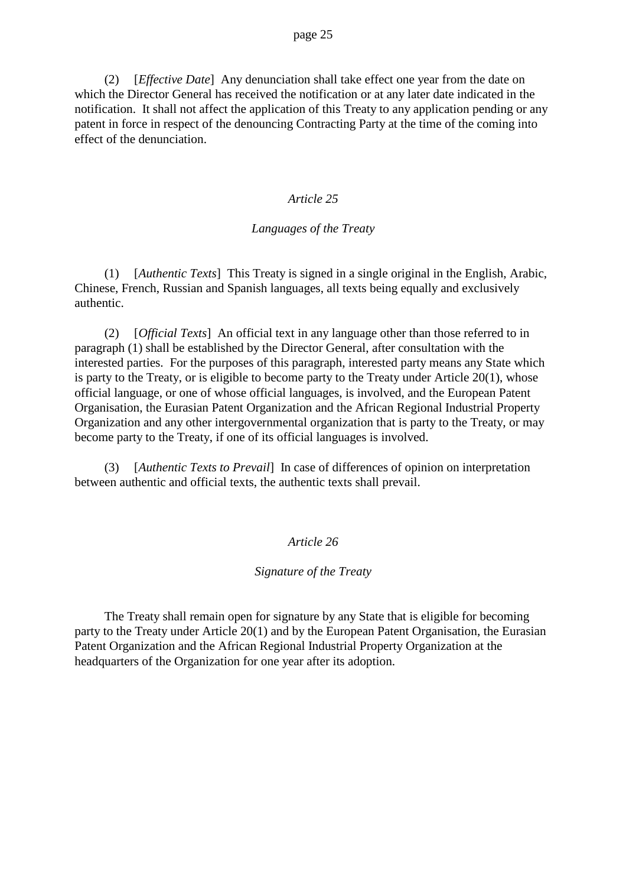(2) [*Effective Date*] Any denunciation shall take effect one year from the date on which the Director General has received the notification or at any later date indicated in the notification. It shall not affect the application of this Treaty to any application pending or any patent in force in respect of the denouncing Contracting Party at the time of the coming into effect of the denunciation.

*Article 25*

*Languages of the Treaty*

(1) [*Authentic Texts*] This Treaty is signed in a single original in the English, Arabic, Chinese, French, Russian and Spanish languages, all texts being equally and exclusively authentic.

(2) [*Official Texts*] An official text in any language other than those referred to in paragraph (1) shall be established by the Director General, after consultation with the interested parties. For the purposes of this paragraph, interested party means any State which is party to the Treaty, or is eligible to become party to the Treaty under Article 20(1), whose official language, or one of whose official languages, is involved, and the European Patent Organisation, the Eurasian Patent Organization and the African Regional Industrial Property Organization and any other intergovernmental organization that is party to the Treaty, or may become party to the Treaty, if one of its official languages is involved.

(3) [*Authentic Texts to Prevail*] In case of differences of opinion on interpretation between authentic and official texts, the authentic texts shall prevail.

*Article 26*

*Signature of the Treaty*

The Treaty shall remain open for signature by any State that is eligible for becoming party to the Treaty under Article 20(1) and by the European Patent Organisation, the Eurasian Patent Organization and the African Regional Industrial Property Organization at the headquarters of the Organization for one year after its adoption.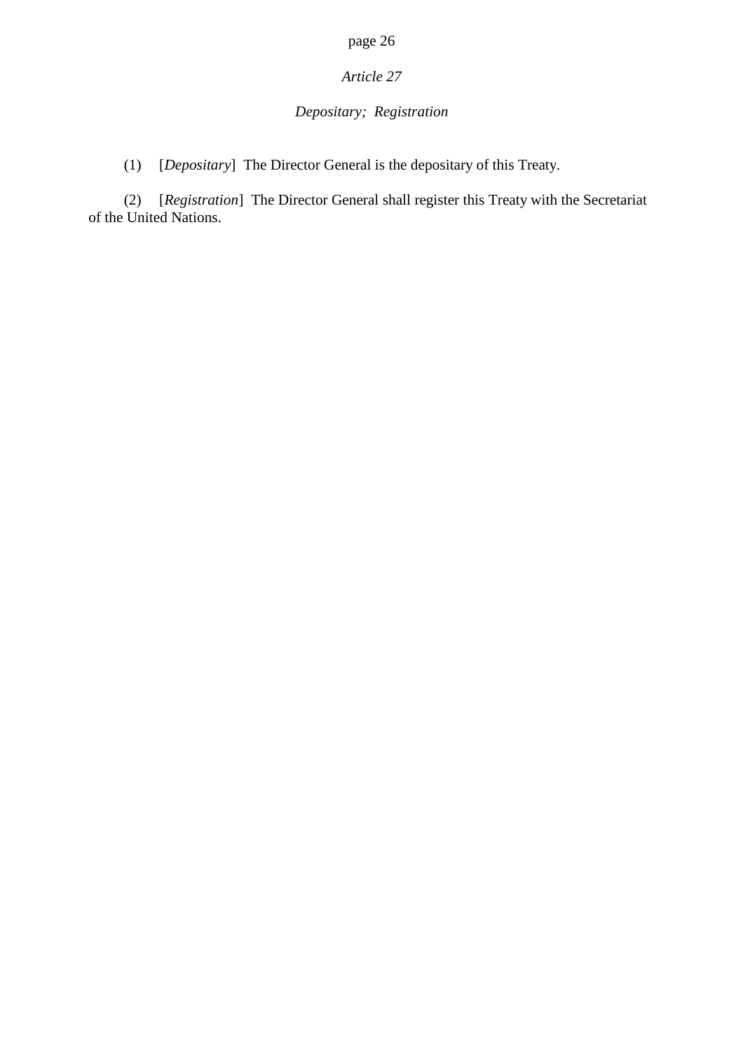*Article 27*

*Depositary; Registration*

(1) [*Depositary*] The Director General is the depositary of this Treaty.

(2) [*Registration*] The Director General shall register this Treaty with the Secretariat of the United Nations.